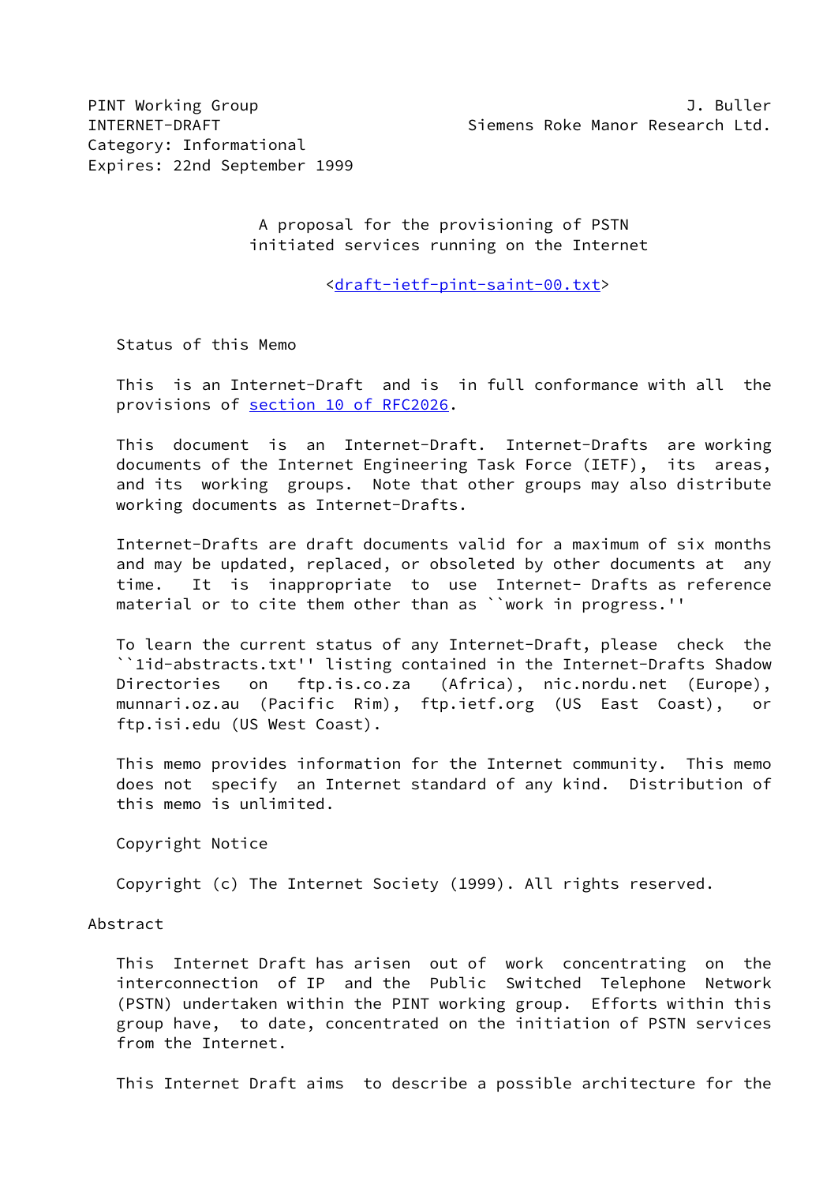PINT Working Group J. Buller
INTERNET-DRAFT Siemens Roke Manor Research Ltd.
Category: Informational
Expires: 22nd September 1999

# A proposal for the provisioning of PSTN initiated services running on the Internet

<draft-ietf-pint-saint-00.txt>

## Status of this Memo

This is an Internet-Draft and is in full conformance with all the provisions of section 10 of RFC2026.

This document is an Internet-Draft. Internet-Drafts are working documents of the Internet Engineering Task Force (IETF), its areas, and its working groups. Note that other groups may also distribute working documents as Internet-Drafts.

Internet-Drafts are draft documents valid for a maximum of six months and may be updated, replaced, or obsoleted by other documents at any time. It is inappropriate to use Internet- Drafts as reference material or to cite them other than as ``work in progress.''

To learn the current status of any Internet-Draft, please check the ``1id-abstracts.txt'' listing contained in the Internet-Drafts Shadow Directories on ftp.is.co.za (Africa), nic.nordu.net (Europe), munnari.oz.au (Pacific Rim), ftp.ietf.org (US East Coast), or ftp.isi.edu (US West Coast).

This memo provides information for the Internet community. This memo does not specify an Internet standard of any kind. Distribution of this memo is unlimited.

## Copyright Notice

Copyright (c) The Internet Society (1999). All rights reserved.

## Abstract

This Internet Draft has arisen out of work concentrating on the interconnection of IP and the Public Switched Telephone Network (PSTN) undertaken within the PINT working group. Efforts within this group have, to date, concentrated on the initiation of PSTN services from the Internet.

This Internet Draft aims to describe a possible architecture for the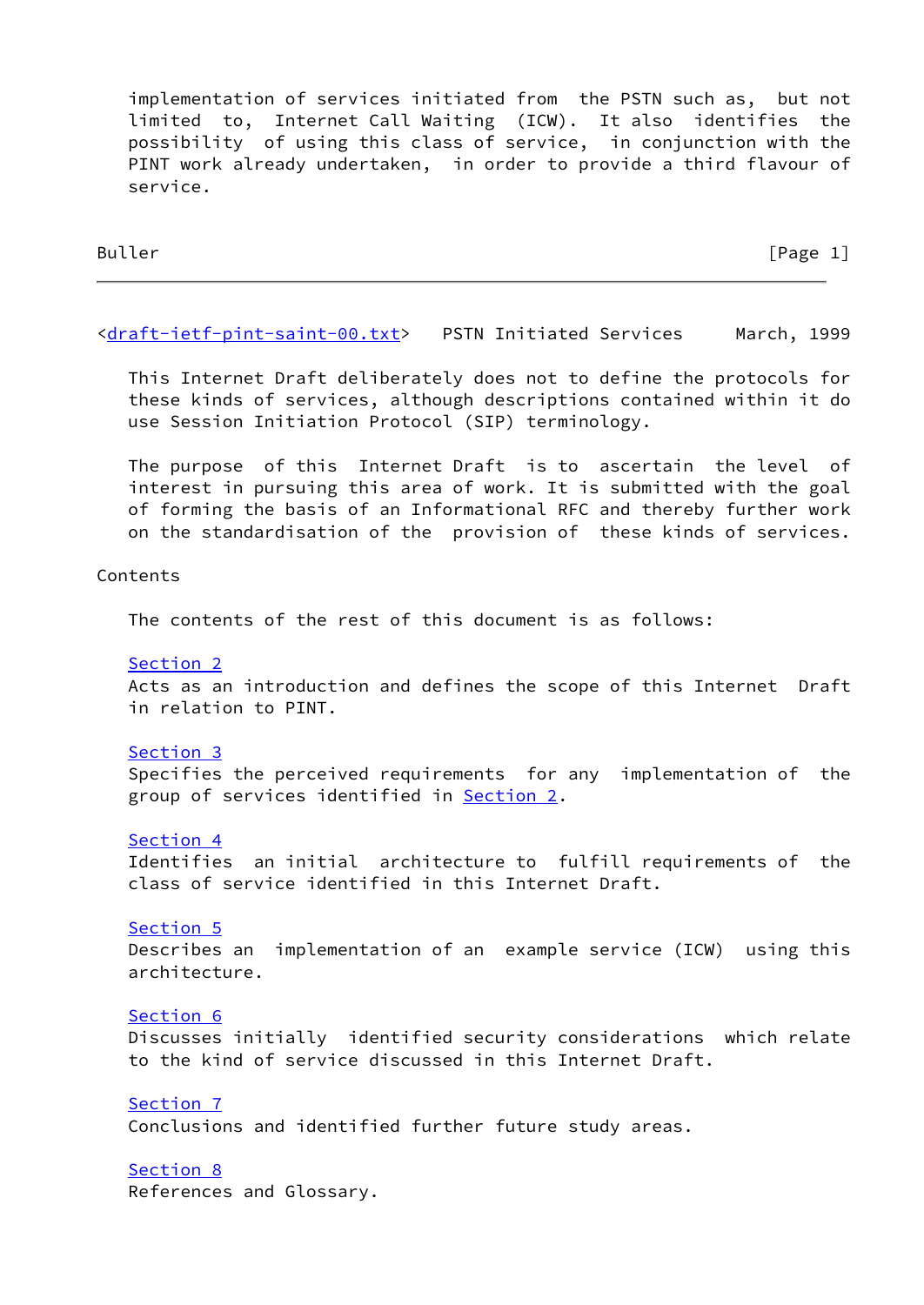implementation of services initiated from the PSTN such as, but not limited to, Internet Call Waiting (ICW). It also identifies the possibility of using this class of service, in conjunction with the PINT work already undertaken, in order to provide a third flavour of service.

This Internet Draft deliberately does not to define the protocols for these kinds of services, although descriptions contained within it do use Session Initiation Protocol (SIP) terminology.

The purpose of this Internet Draft is to ascertain the level of interest in pursuing this area of work. It is submitted with the goal of forming the basis of an Informational RFC and thereby further work on the standardisation of the provision of these kinds of services.

## Contents

The contents of the rest of this document is as follows:

Section 2
Acts as an introduction and defines the scope of this Internet Draft in relation to PINT.

Section 3
Specifies the perceived requirements for any implementation of the group of services identified in Section 2.

Section 4
Identifies an initial architecture to fulfill requirements of the class of service identified in this Internet Draft.

Section 5
Describes an implementation of an example service (ICW) using this architecture.

Section 6
Discusses initially identified security considerations which relate to the kind of service discussed in this Internet Draft.

Section 7
Conclusions and identified further future study areas.

Section 8
References and Glossary.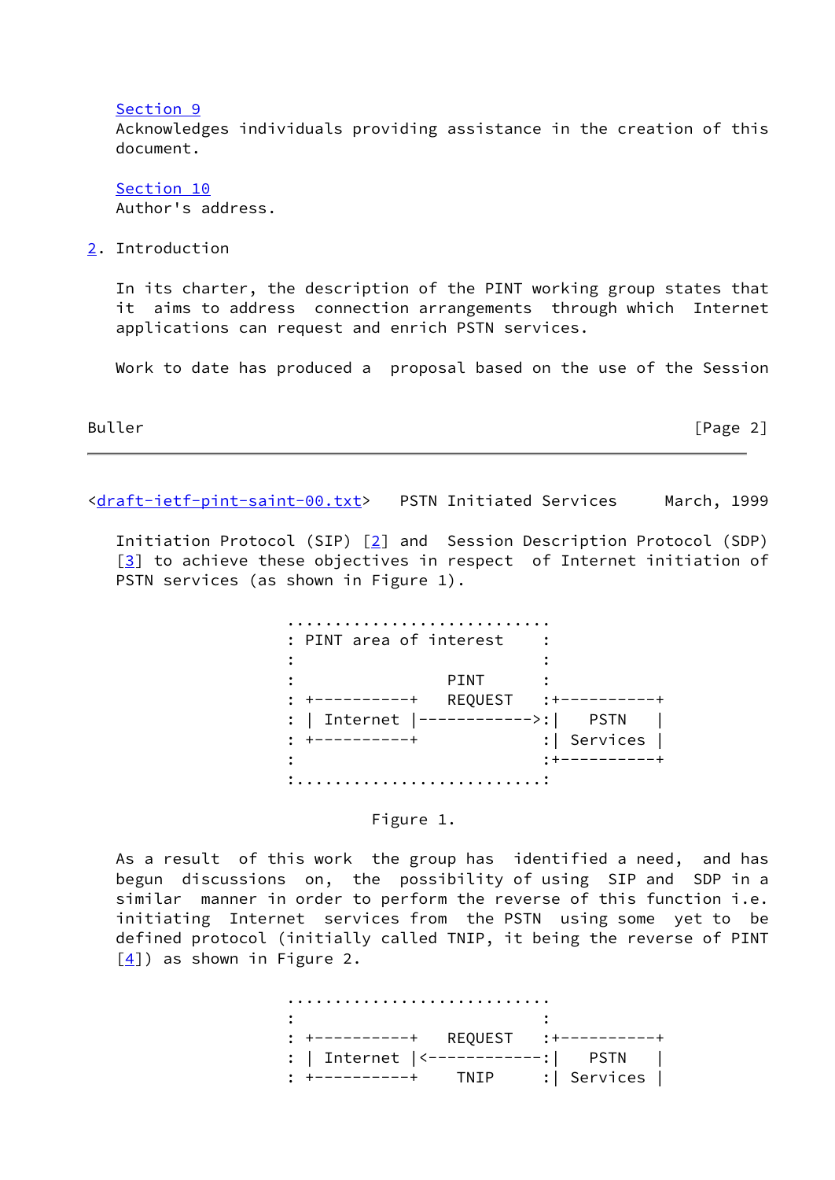Section 9
Acknowledges individuals providing assistance in the creation of this document.

Section 10
Author's address.

## 2. Introduction

In its charter, the description of the PINT working group states that it aims to address connection arrangements through which Internet applications can request and enrich PSTN services.

Work to date has produced a proposal based on the use of the Session Initiation Protocol (SIP) [2] and Session Description Protocol (SDP) [3] to achieve these objectives in respect of Internet initiation of PSTN services (as shown in Figure 1).

```
    ...........................
    : PINT area of interest   :
    :                         :
    :               PINT      :
    : +----------+  REQUEST   :+----------+
    : | Internet |------------>:|   PSTN   |
    : +----------+            :| Services |
    :                         :+----------+
    :.........................:
```

Figure 1.

As a result of this work the group has identified a need, and has begun discussions on, the possibility of using SIP and SDP in a similar manner in order to perform the reverse of this function i.e. initiating Internet services from the PSTN using some yet to be defined protocol (initially called TNIP, it being the reverse of PINT [4]) as shown in Figure 2.

```
    ...........................
    :                         :
    : +----------+  REQUEST   :+----------+
    : | Internet |<------------:|   PSTN   |
    : +----------+    TNIP    :| Services |
```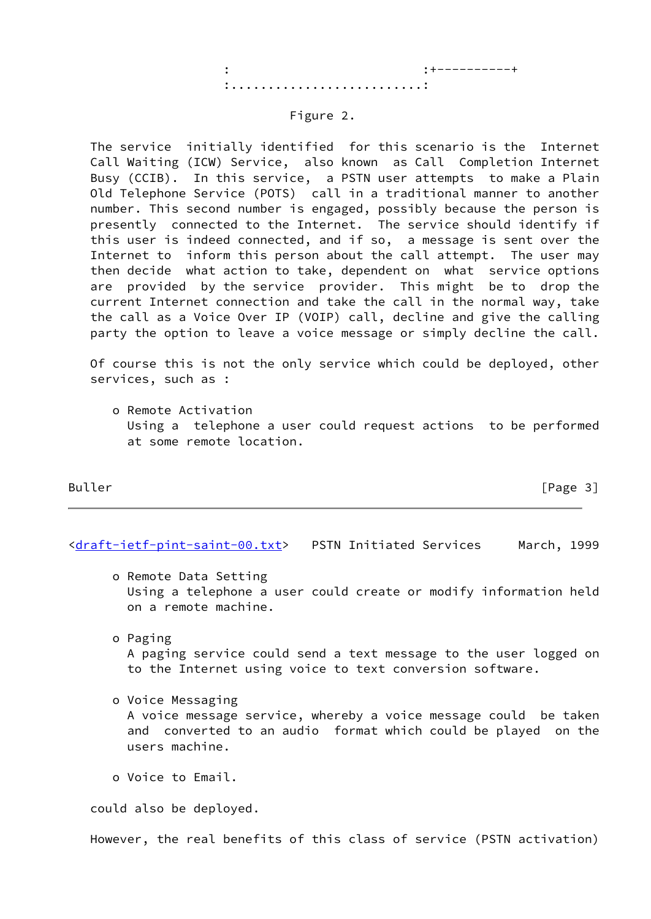```
                 :                          :+----------+
                 :..........................:
```

Figure 2.

The service initially identified for this scenario is the Internet Call Waiting (ICW) Service, also known as Call Completion Internet Busy (CCIB). In this service, a PSTN user attempts to make a Plain Old Telephone Service (POTS) call in a traditional manner to another number. This second number is engaged, possibly because the person is presently connected to the Internet. The service should identify if this user is indeed connected, and if so, a message is sent over the Internet to inform this person about the call attempt. The user may then decide what action to take, dependent on what service options are provided by the service provider. This might be to drop the current Internet connection and take the call in the normal way, take the call as a Voice Over IP (VOIP) call, decline and give the calling party the option to leave a voice message or simply decline the call.

Of course this is not the only service which could be deployed, other services, such as :

- Remote Activation
  Using a telephone a user could request actions to be performed at some remote location.

- Remote Data Setting
  Using a telephone a user could create or modify information held on a remote machine.

- Paging
  A paging service could send a text message to the user logged on to the Internet using voice to text conversion software.

- Voice Messaging
  A voice message service, whereby a voice message could be taken and converted to an audio format which could be played on the users machine.

- Voice to Email.

could also be deployed.

However, the real benefits of this class of service (PSTN activation)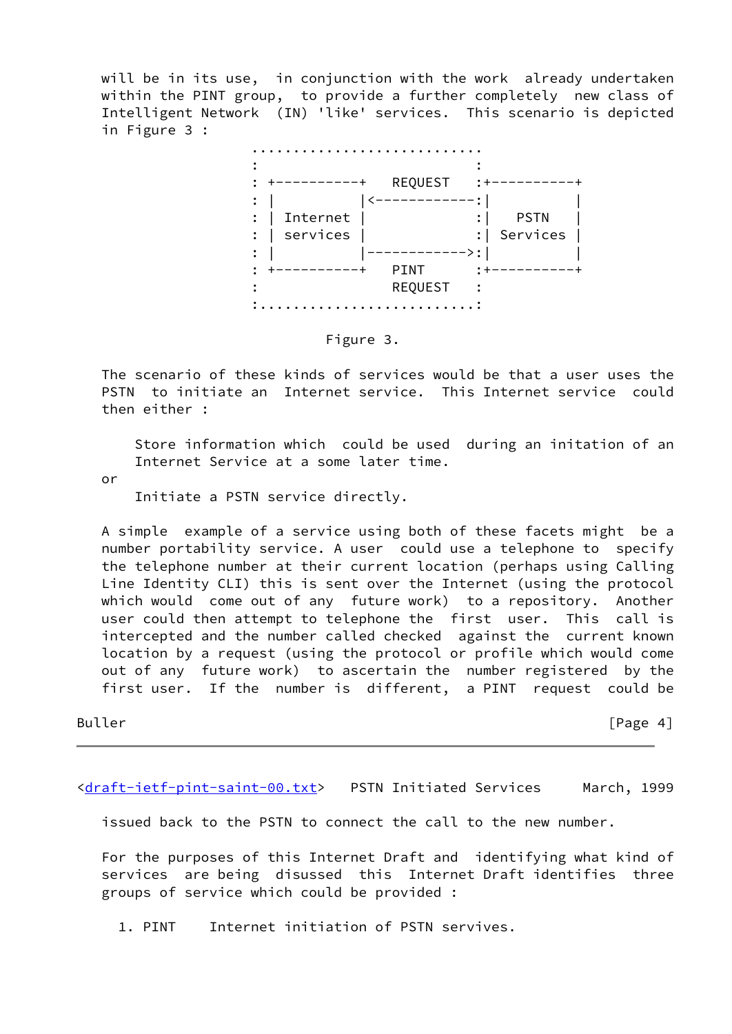will be in its use, in conjunction with the work already undertaken within the PINT group, to provide a further completely new class of Intelligent Network (IN) 'like' services. This scenario is depicted in Figure 3 :

```
                 ...........................
                 :                         :
                 : +----------+   REQUEST  :+----------+
                 : |          |<------------:|          |
                 : | Internet |             :|   PSTN   |
                 : | services |             :| Services |
                 : |          |------------>:|          |
                 : +----------+   PINT     :+----------+
                 :                REQUEST  :
                 :.........................:
```

Figure 3.

The scenario of these kinds of services would be that a user uses the PSTN to initiate an Internet service. This Internet service could then either :

> Store information which could be used during an initation of an Internet Service at a some later time.

or

> Initiate a PSTN service directly.

A simple example of a service using both of these facets might be a number portability service. A user could use a telephone to specify the telephone number at their current location (perhaps using Calling Line Identity CLI) this is sent over the Internet (using the protocol which would come out of any future work) to a repository. Another user could then attempt to telephone the first user. This call is intercepted and the number called checked against the current known location by a request (using the protocol or profile which would come out of any future work) to ascertain the number registered by the first user. If the number is different, a PINT request could be issued back to the PSTN to connect the call to the new number.

For the purposes of this Internet Draft and identifying what kind of services are being disussed this Internet Draft identifies three groups of service which could be provided :

1. PINT     Internet initiation of PSTN servives.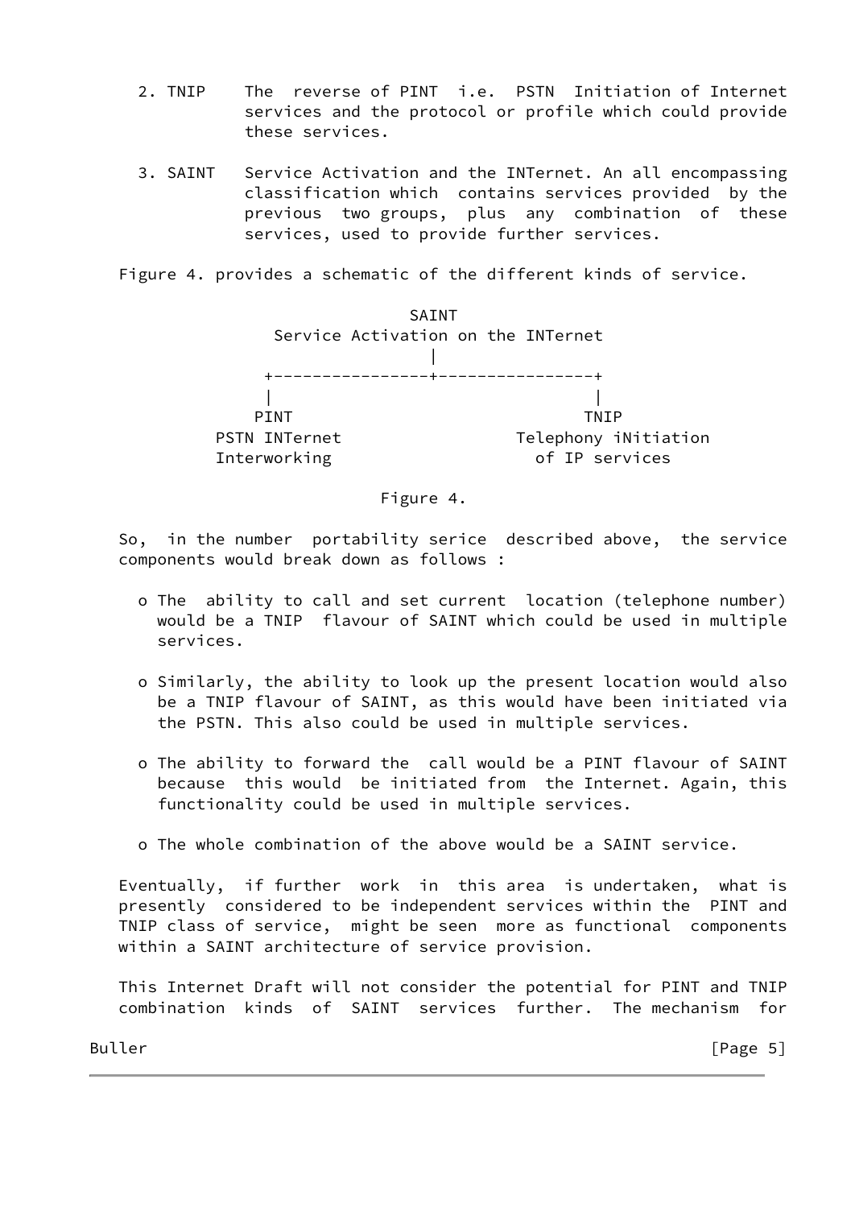2. TNIP The reverse of PINT i.e. PSTN Initiation of Internet services and the protocol or profile which could provide these services.

3. SAINT Service Activation and the INTernet. An all encompassing classification which contains services provided by the previous two groups, plus any combination of these services, used to provide further services.

Figure 4. provides a schematic of the different kinds of service.

```
                         SAINT
              Service Activation on the INTernet
                           |
             +----------------+----------------+
             |                                 |
            PINT                              TNIP
        PSTN INTernet                Telephony iNitiation
        Interworking                   of IP services
```

Figure 4.

So, in the number portability serice described above, the service components would break down as follows :

- The ability to call and set current location (telephone number) would be a TNIP flavour of SAINT which could be used in multiple services.

- Similarly, the ability to look up the present location would also be a TNIP flavour of SAINT, as this would have been initiated via the PSTN. This also could be used in multiple services.

- The ability to forward the call would be a PINT flavour of SAINT because this would be initiated from the Internet. Again, this functionality could be used in multiple services.

- The whole combination of the above would be a SAINT service.

Eventually, if further work in this area is undertaken, what is presently considered to be independent services within the PINT and TNIP class of service, might be seen more as functional components within a SAINT architecture of service provision.

This Internet Draft will not consider the potential for PINT and TNIP combination kinds of SAINT services further. The mechanism for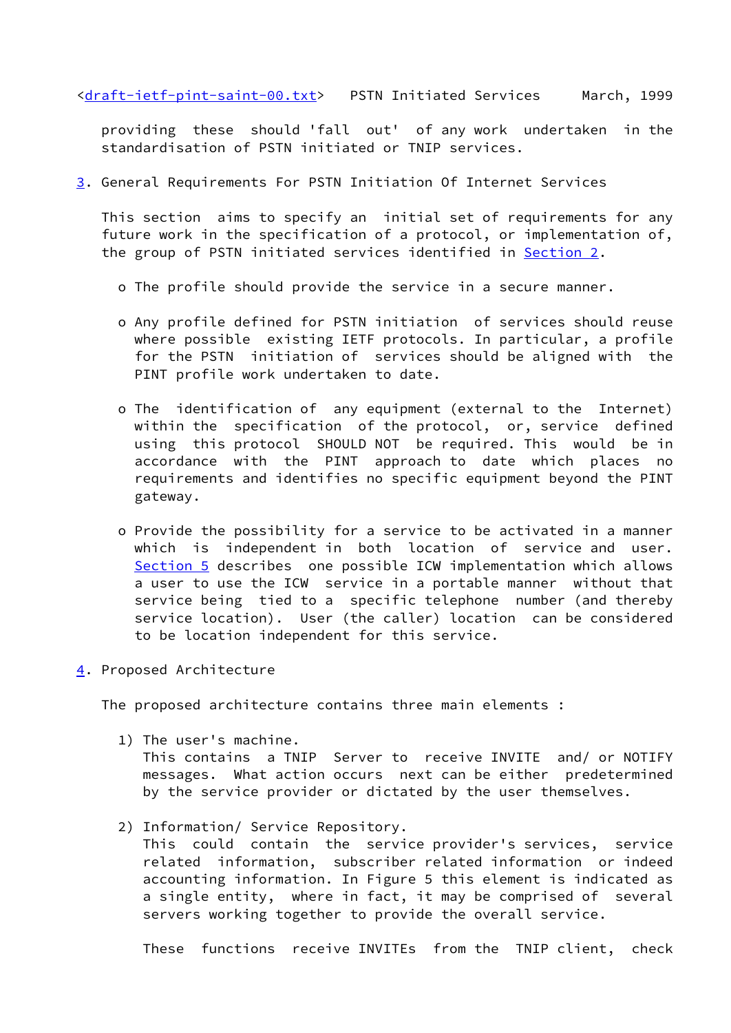providing these should 'fall out' of any work undertaken in the standardisation of PSTN initiated or TNIP services.

## 3. General Requirements For PSTN Initiation Of Internet Services

This section aims to specify an initial set of requirements for any future work in the specification of a protocol, or implementation of, the group of PSTN initiated services identified in Section 2.

- The profile should provide the service in a secure manner.

- Any profile defined for PSTN initiation of services should reuse where possible existing IETF protocols. In particular, a profile for the PSTN initiation of services should be aligned with the PINT profile work undertaken to date.

- The identification of any equipment (external to the Internet) within the specification of the protocol, or, service defined using this protocol SHOULD NOT be required. This would be in accordance with the PINT approach to date which places no requirements and identifies no specific equipment beyond the PINT gateway.

- Provide the possibility for a service to be activated in a manner which is independent in both location of service and user. Section 5 describes one possible ICW implementation which allows a user to use the ICW service in a portable manner without that service being tied to a specific telephone number (and thereby service location). User (the caller) location can be considered to be location independent for this service.

## 4. Proposed Architecture

The proposed architecture contains three main elements :

1) The user's machine.
   This contains a TNIP Server to receive INVITE and/ or NOTIFY messages. What action occurs next can be either predetermined by the service provider or dictated by the user themselves.

2) Information/ Service Repository.
   This could contain the service provider's services, service related information, subscriber related information or indeed accounting information. In Figure 5 this element is indicated as a single entity, where in fact, it may be comprised of several servers working together to provide the overall service.

   These functions receive INVITEs from the TNIP client, check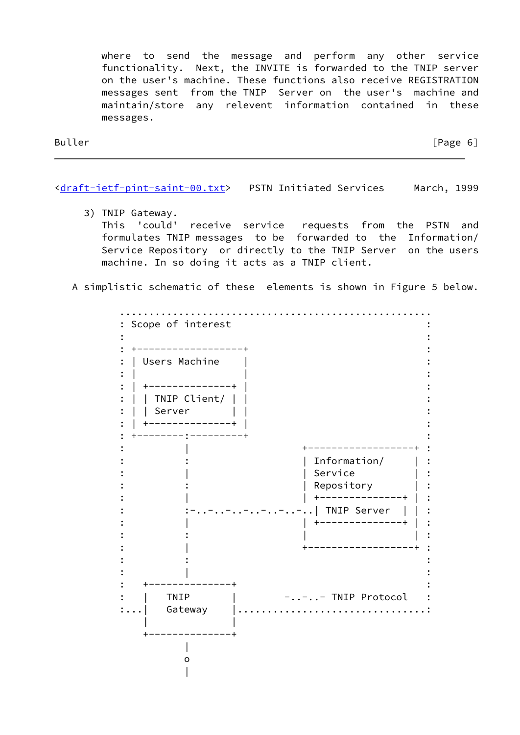where to send the message and perform any other service functionality. Next, the INVITE is forwarded to the TNIP server on the user's machine. These functions also receive REGISTRATION messages sent from the TNIP Server on the user's machine and maintain/store any relevent information contained in these messages.

3) TNIP Gateway.
   This 'could' receive service requests from the PSTN and formulates TNIP messages to be forwarded to the Information/ Service Repository or directly to the TNIP Server on the users machine. In so doing it acts as a TNIP client.

A simplistic schematic of these elements is shown in Figure 5 below.

```
 .....................................................
 : Scope of interest                                 :
 :                                                   :
 : +-------------------+                             :
 : | Users Machine     |                             :
 : |                   |                             :
 : | +---------------+ |                             :
 : | | TNIP Client/  | |                             :
 : | | Server        | |                             :
 : | +---------------+ |                             :
 : +---------:---------+                             :
 :           |                +------------------+ :
 :           :                | Information/     | :
 :           |                | Service          | :
 :           :                | Repository       | :
 :           |                | +--------------+ | :
 :           :-..-..-..-..-..-..| TNIP Server  | | :
 :           |                | +--------------+ | :
 :           :                |                  | :
 :           |                +------------------+ :
 :           :                                     :
 :           |                                     :
 :   +--------------+                              :
 :   |   TNIP       |         -..-..- TNIP Protocol  :
 :...|   Gateway    |................................:
     |              |
     +--------------+
            |
            o
            |
```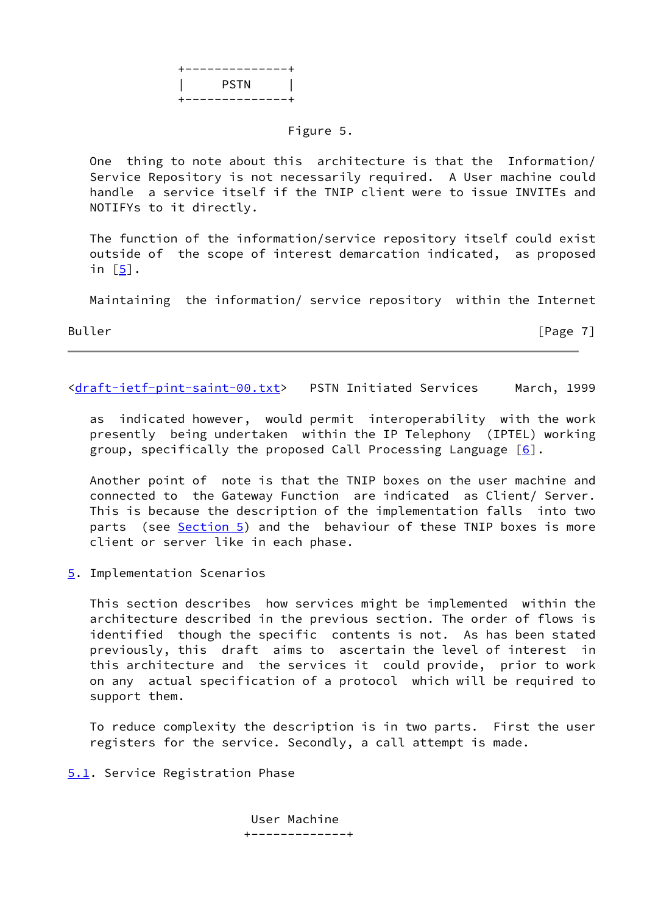```
            +--------------+
            |     PSTN     |
            +--------------+
```

Figure 5.

One thing to note about this architecture is that the Information/ Service Repository is not necessarily required. A User machine could handle a service itself if the TNIP client were to issue INVITEs and NOTIFYs to it directly.

The function of the information/service repository itself could exist outside of the scope of interest demarcation indicated, as proposed in [5].

Maintaining the information/ service repository within the Internet as indicated however, would permit interoperability with the work presently being undertaken within the IP Telephony (IPTEL) working group, specifically the proposed Call Processing Language [6].

Another point of note is that the TNIP boxes on the user machine and connected to the Gateway Function are indicated as Client/ Server. This is because the description of the implementation falls into two parts (see Section 5) and the behaviour of these TNIP boxes is more client or server like in each phase.

## 5. Implementation Scenarios

This section describes how services might be implemented within the architecture described in the previous section. The order of flows is identified though the specific contents is not. As has been stated previously, this draft aims to ascertain the level of interest in this architecture and the services it could provide, prior to work on any actual specification of a protocol which will be required to support them.

To reduce complexity the description is in two parts. First the user registers for the service. Secondly, a call attempt is made.

### 5.1. Service Registration Phase

```
                        User Machine
                       +-------------+
```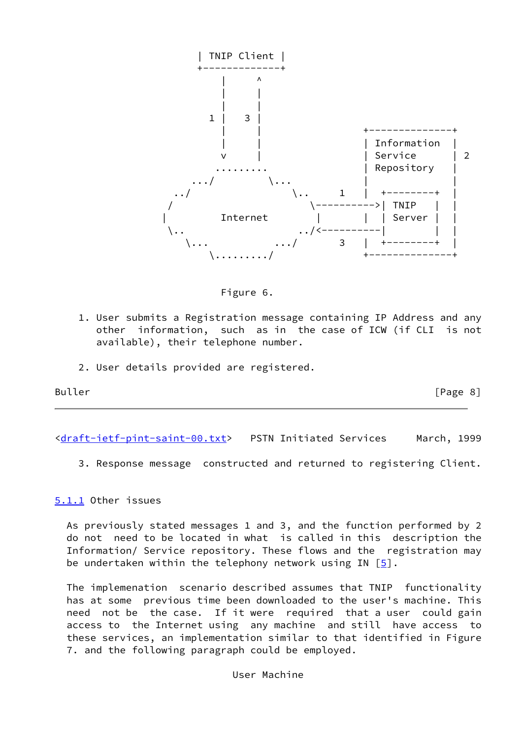```
                  | TNIP Client |
                  +-------------+
                      |     ^
                      |     |
                      |     |
                    1 |   3 |
                      |     |                +--------------+
                      |     |                | Information  |
                      v     |                | Service      | 2
                    .........                | Repository   |
                .../         \...            |              |
             ../                 \..     1   |  +--------+  |
            /                       \---------->| TNIP   |  |
           |        Internet         |       |  | Server |  |
            \..                   ../<----------|        |  |
               \...           .../       3   |  +--------+  |
                   \........./               +--------------+
```

Figure 6.

1. User submits a Registration message containing IP Address and any other information, such as in the case of ICW (if CLI is not available), their telephone number.

2. User details provided are registered.

3. Response message constructed and returned to registering Client.

### 5.1.1 Other issues

As previously stated messages 1 and 3, and the function performed by 2 do not need to be located in what is called in this description the Information/ Service repository. These flows and the registration may be undertaken within the telephony network using IN [5].

The implementation scenario described assumes that TNIP functionality has at some previous time been downloaded to the user's machine. This need not be the case. If it were required that a user could gain access to the Internet using any machine and still have access to these services, an implementation similar to that identified in Figure 7. and the following paragraph could be employed.

User Machine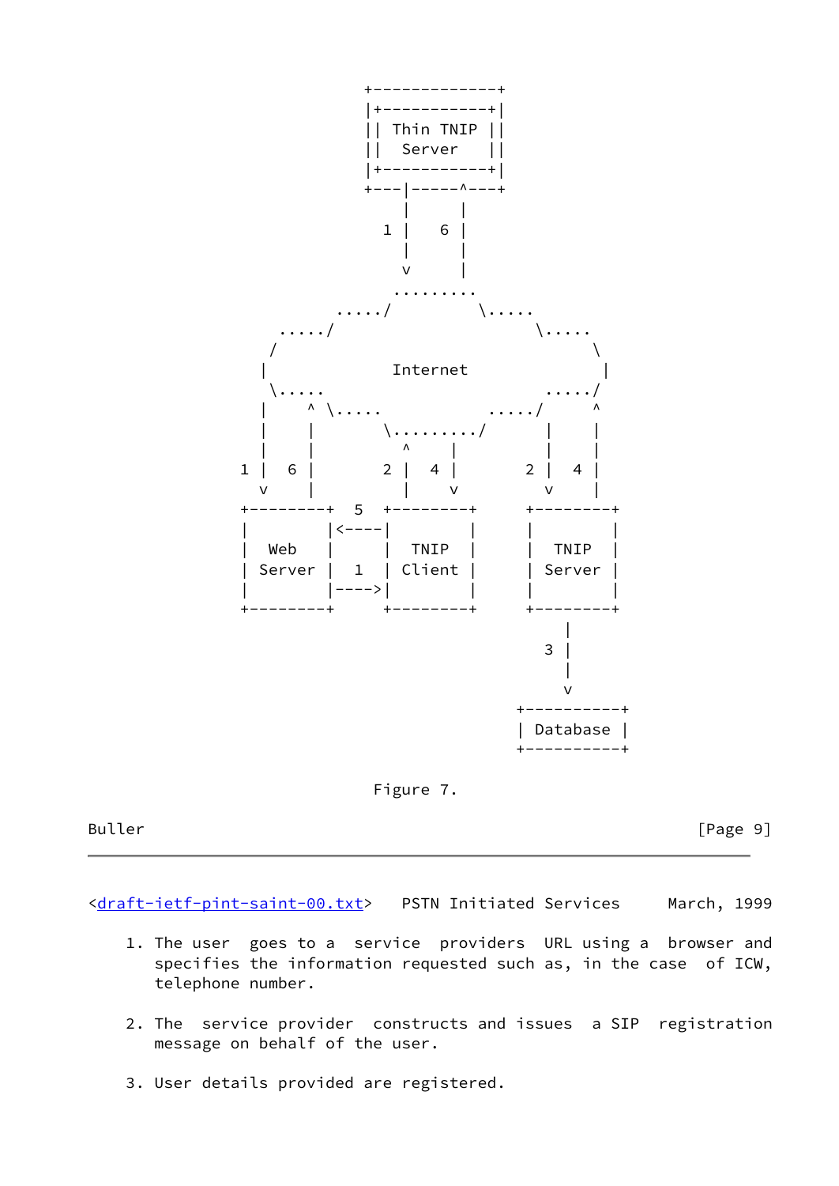```
                  +-------------+
                  |+-----------+|
                  || Thin TNIP ||
                  ||  Server   ||
                  |+-----------+|
                  +---|-----^---+
                      |     |
                    1 |   6 |
                      |     |
                      v     |
                    .........
               ...../         \.....
          ...../                    \.....
         /                                \
        |             Internet             |
         \.....                       ...../
        |    ^ \.....           ...../     ^
        |    |       \........./     |     |
        |    |          ^    |       |     |
      1 |  6 |        2 |  4 |     2 |   4 |
        v    |          |    v       v     |
      +--------+  5  +--------+    +--------+
      |        |<----|        |    |        |
      |  Web   |     |  TNIP  |    |  TNIP  |
      | Server |  1  | Client |    | Server |
      |        |---->|        |    |        |
      +--------+     +--------+    +--------+
                                       |
                                     3 |
                                       |
                                       v
                                  +----------+
                                  | Database |
                                  +----------+
```

Figure 7.

1. The user goes to a service providers URL using a browser and specifies the information requested such as, in the case of ICW, telephone number.

2. The service provider constructs and issues a SIP registration message on behalf of the user.

3. User details provided are registered.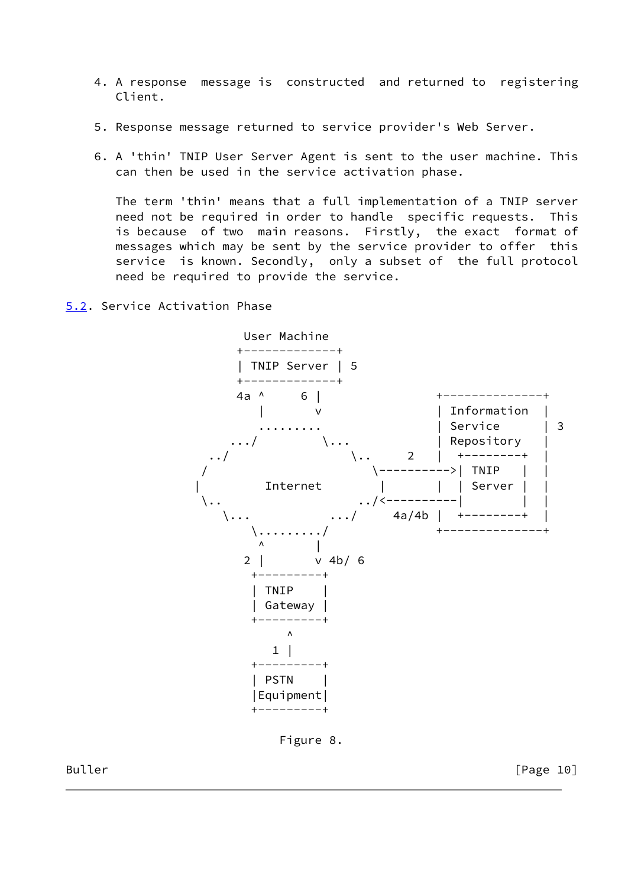4. A response message is constructed and returned to registering Client.

5. Response message returned to service provider's Web Server.

6. A 'thin' TNIP User Server Agent is sent to the user machine. This can then be used in the service activation phase.

   The term 'thin' means that a full implementation of a TNIP server need not be required in order to handle specific requests. This is because of two main reasons. Firstly, the exact format of messages which may be sent by the service provider to offer this service is known. Secondly, only a subset of the full protocol need be required to provide the service.

## 5.2. Service Activation Phase

```
                 User Machine
                +-------------+
                | TNIP Server | 5
                +-------------+
                4a ^     6 |               +--------------+
                   |       v               | Information  |
                   .........               | Service      | 3
                .../         \...          | Repository   |
             ../                 \..     2 |  +---------+ |
            /                      \---------->| TNIP    | |
           |        Internet        |      |  | Server  | |
            \..                   ../<----------|         | |
               \...            .../    4a/4b |  +---------+ |
                   \........./                +--------------+
                    ^       |
                  2 |       v 4b/ 6
                   +---------+
                   | TNIP    |
                   | Gateway |
                   +---------+
                        ^
                      1 |
                   +---------+
                   | PSTN    |
                   |Equipment|
                   +---------+
```

Figure 8.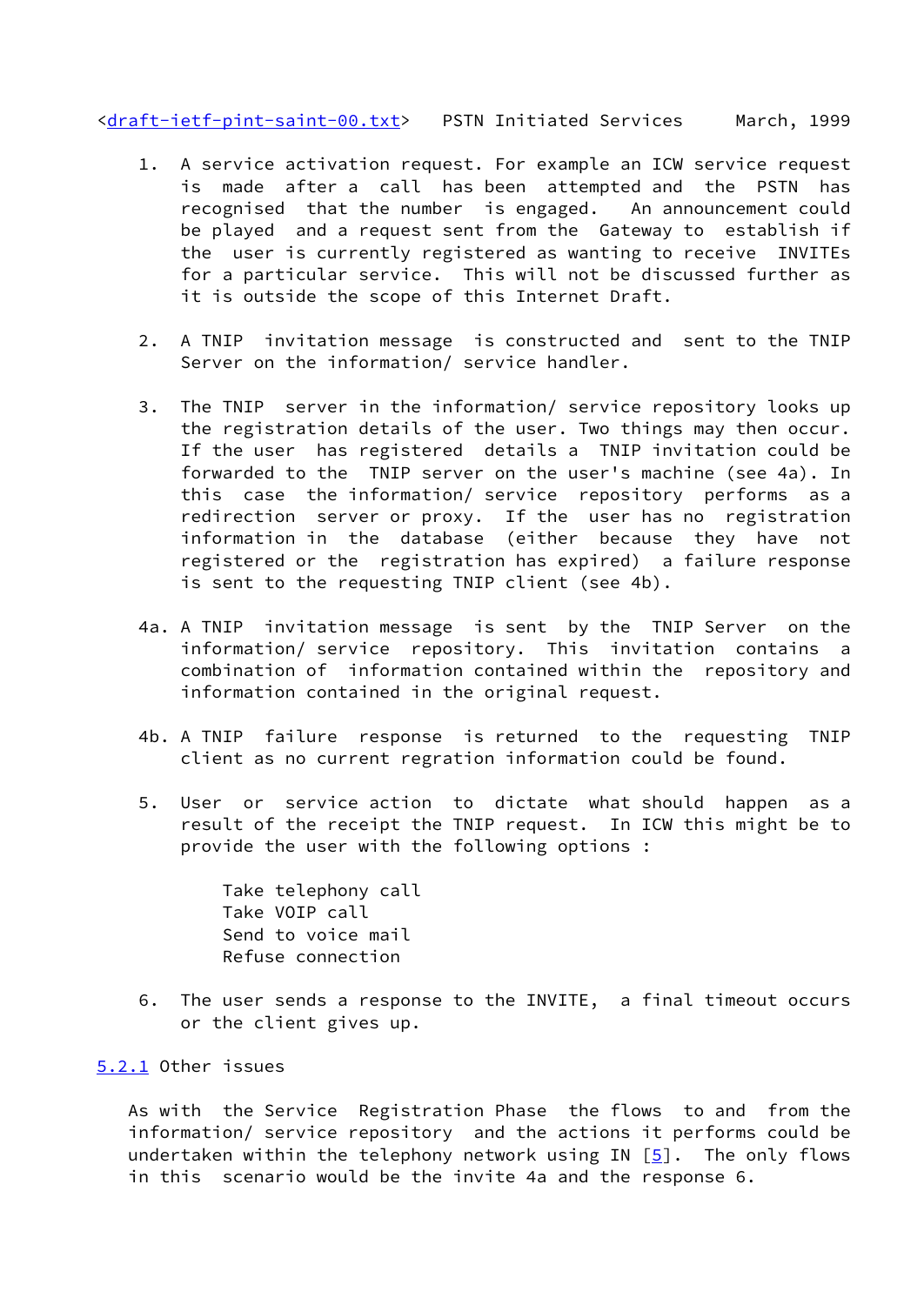1. A service activation request. For example an ICW service request is made after a call has been attempted and the PSTN has recognised that the number is engaged. An announcement could be played and a request sent from the Gateway to establish if the user is currently registered as wanting to receive INVITEs for a particular service. This will not be discussed further as it is outside the scope of this Internet Draft.

2. A TNIP invitation message is constructed and sent to the TNIP Server on the information/ service handler.

3. The TNIP server in the information/ service repository looks up the registration details of the user. Two things may then occur. If the user has registered details a TNIP invitation could be forwarded to the TNIP server on the user's machine (see 4a). In this case the information/ service repository performs as a redirection server or proxy. If the user has no registration information in the database (either because they have not registered or the registration has expired) a failure response is sent to the requesting TNIP client (see 4b).

4a. A TNIP invitation message is sent by the TNIP Server on the information/ service repository. This invitation contains a combination of information contained within the repository and information contained in the original request.

4b. A TNIP failure response is returned to the requesting TNIP client as no current regration information could be found.

5. User or service action to dictate what should happen as a result of the receipt the TNIP request. In ICW this might be to provide the user with the following options :

   Take telephony call
   Take VOIP call
   Send to voice mail
   Refuse connection

6. The user sends a response to the INVITE, a final timeout occurs or the client gives up.

### 5.2.1 Other issues

As with the Service Registration Phase the flows to and from the information/ service repository and the actions it performs could be undertaken within the telephony network using IN [5]. The only flows in this scenario would be the invite 4a and the response 6.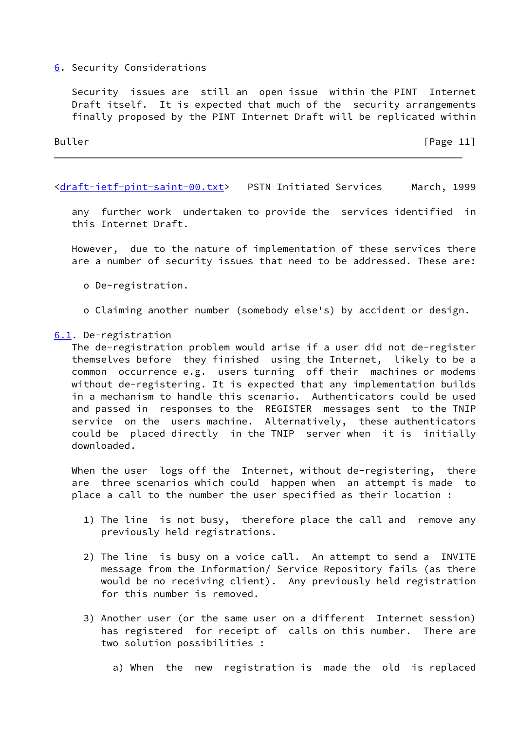## 6. Security Considerations

Security issues are still an open issue within the PINT Internet Draft itself. It is expected that much of the security arrangements finally proposed by the PINT Internet Draft will be replicated within any further work undertaken to provide the services identified in this Internet Draft.

However, due to the nature of implementation of these services there are a number of security issues that need to be addressed. These are:

- De-registration.
- Claiming another number (somebody else's) by accident or design.

### 6.1. De-registration

The de-registration problem would arise if a user did not de-register themselves before they finished using the Internet, likely to be a common occurrence e.g. users turning off their machines or modems without de-registering. It is expected that any implementation builds in a mechanism to handle this scenario. Authenticators could be used and passed in responses to the REGISTER messages sent to the TNIP service on the users machine. Alternatively, these authenticators could be placed directly in the TNIP server when it is initially downloaded.

When the user logs off the Internet, without de-registering, there are three scenarios which could happen when an attempt is made to place a call to the number the user specified as their location :

1) The line is not busy, therefore place the call and remove any previously held registrations.

2) The line is busy on a voice call. An attempt to send a INVITE message from the Information/ Service Repository fails (as there would be no receiving client). Any previously held registration for this number is removed.

3) Another user (or the same user on a different Internet session) has registered for receipt of calls on this number. There are two solution possibilities :

   a) When the new registration is made the old is replaced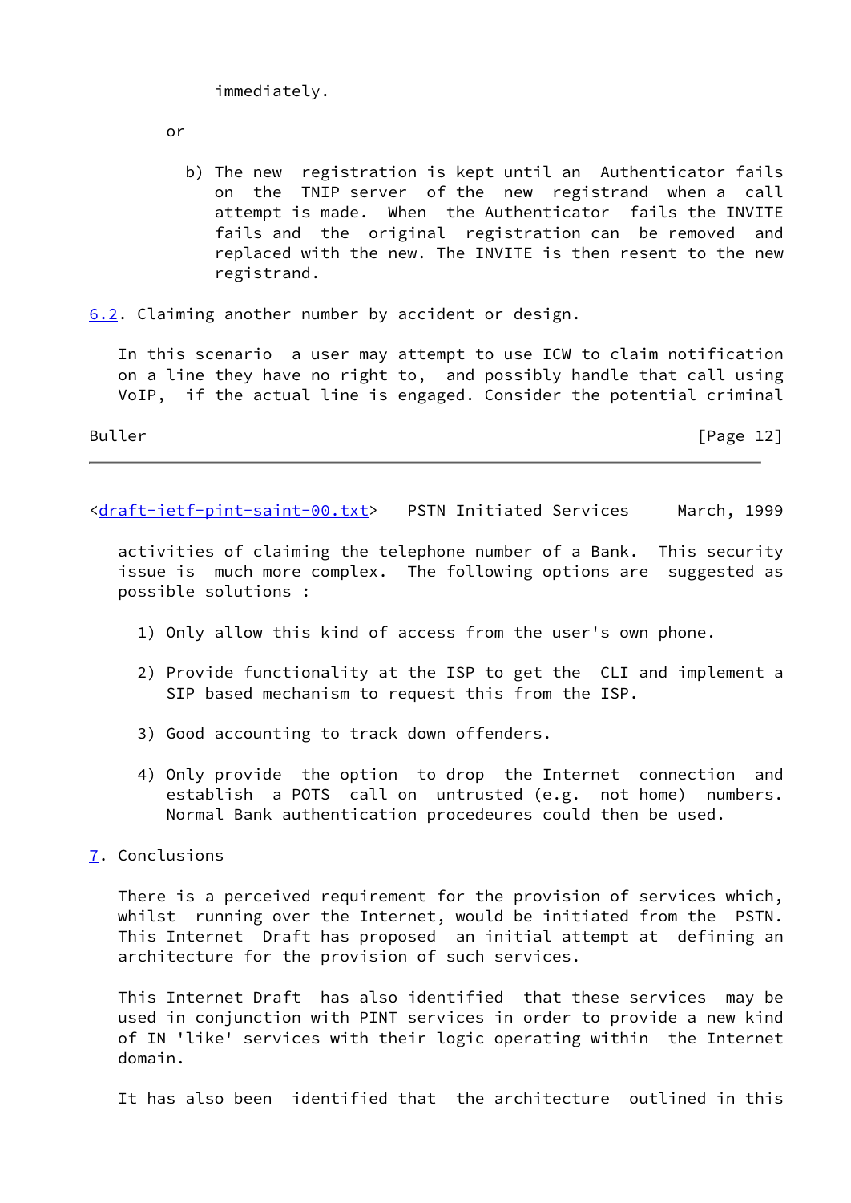immediately.

or

b) The new registration is kept until an Authenticator fails on the TNIP server of the new registrand when a call attempt is made. When the Authenticator fails the INVITE fails and the original registration can be removed and replaced with the new. The INVITE is then resent to the new registrand.

## 6.2. Claiming another number by accident or design.

In this scenario a user may attempt to use ICW to claim notification on a line they have no right to, and possibly handle that call using VoIP, if the actual line is engaged. Consider the potential criminal activities of claiming the telephone number of a Bank. This security issue is much more complex. The following options are suggested as possible solutions :

1) Only allow this kind of access from the user's own phone.

2) Provide functionality at the ISP to get the CLI and implement a SIP based mechanism to request this from the ISP.

3) Good accounting to track down offenders.

4) Only provide the option to drop the Internet connection and establish a POTS call on untrusted (e.g. not home) numbers. Normal Bank authentication procedeures could then be used.

# 7. Conclusions

There is a perceived requirement for the provision of services which, whilst running over the Internet, would be initiated from the PSTN. This Internet Draft has proposed an initial attempt at defining an architecture for the provision of such services.

This Internet Draft has also identified that these services may be used in conjunction with PINT services in order to provide a new kind of IN 'like' services with their logic operating within the Internet domain.

It has also been identified that the architecture outlined in this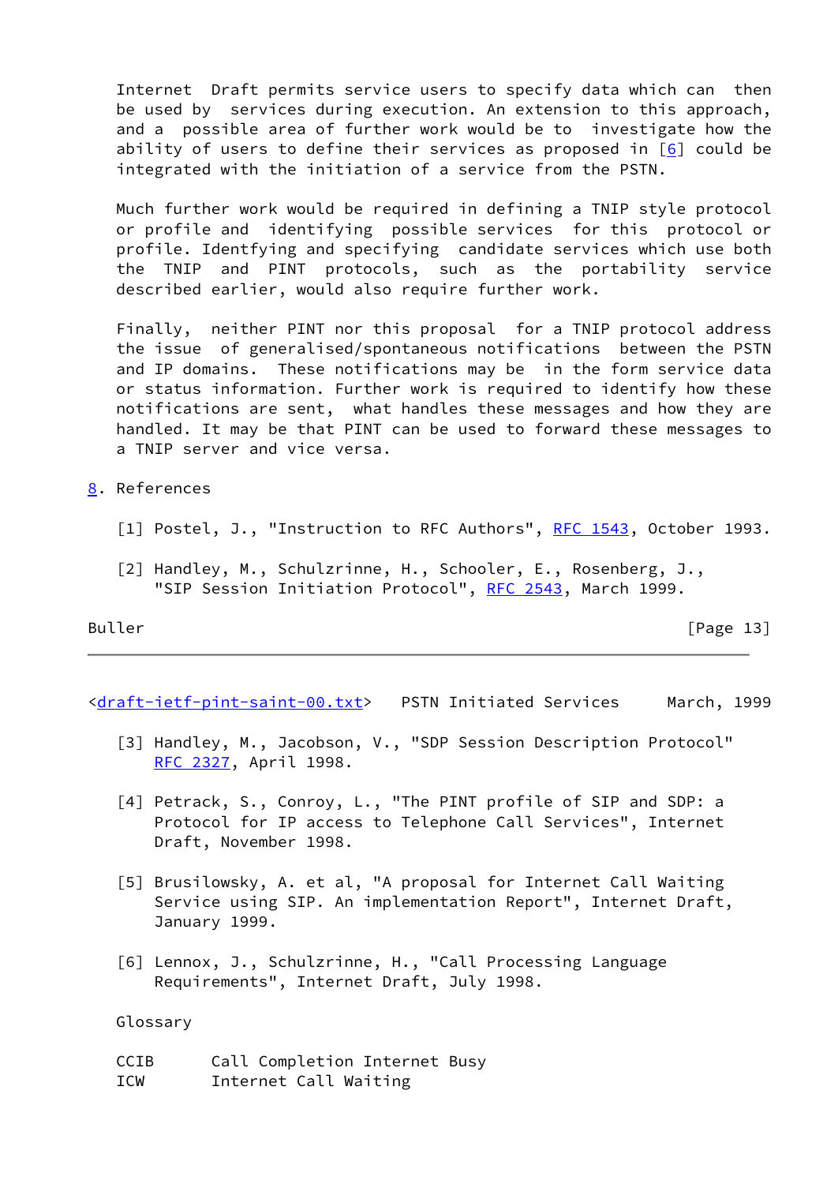Internet Draft permits service users to specify data which can then be used by services during execution. An extension to this approach, and a possible area of further work would be to investigate how the ability of users to define their services as proposed in [6] could be integrated with the initiation of a service from the PSTN.

Much further work would be required in defining a TNIP style protocol or profile and identifying possible services for this protocol or profile. Identfying and specifying candidate services which use both the TNIP and PINT protocols, such as the portability service described earlier, would also require further work.

Finally, neither PINT nor this proposal for a TNIP protocol address the issue of generalised/spontaneous notifications between the PSTN and IP domains. These notifications may be in the form service data or status information. Further work is required to identify how these notifications are sent, what handles these messages and how they are handled. It may be that PINT can be used to forward these messages to a TNIP server and vice versa.

## 8. References

[1] Postel, J., "Instruction to RFC Authors", RFC 1543, October 1993.

[2] Handley, M., Schulzrinne, H., Schooler, E., Rosenberg, J., "SIP Session Initiation Protocol", RFC 2543, March 1999.

[3] Handley, M., Jacobson, V., "SDP Session Description Protocol" RFC 2327, April 1998.

[4] Petrack, S., Conroy, L., "The PINT profile of SIP and SDP: a Protocol for IP access to Telephone Call Services", Internet Draft, November 1998.

[5] Brusilowsky, A. et al, "A proposal for Internet Call Waiting Service using SIP. An implementation Report", Internet Draft, January 1999.

[6] Lennox, J., Schulzrinne, H., "Call Processing Language Requirements", Internet Draft, July 1998.

Glossary

CCIB     Call Completion Internet Busy
ICW      Internet Call Waiting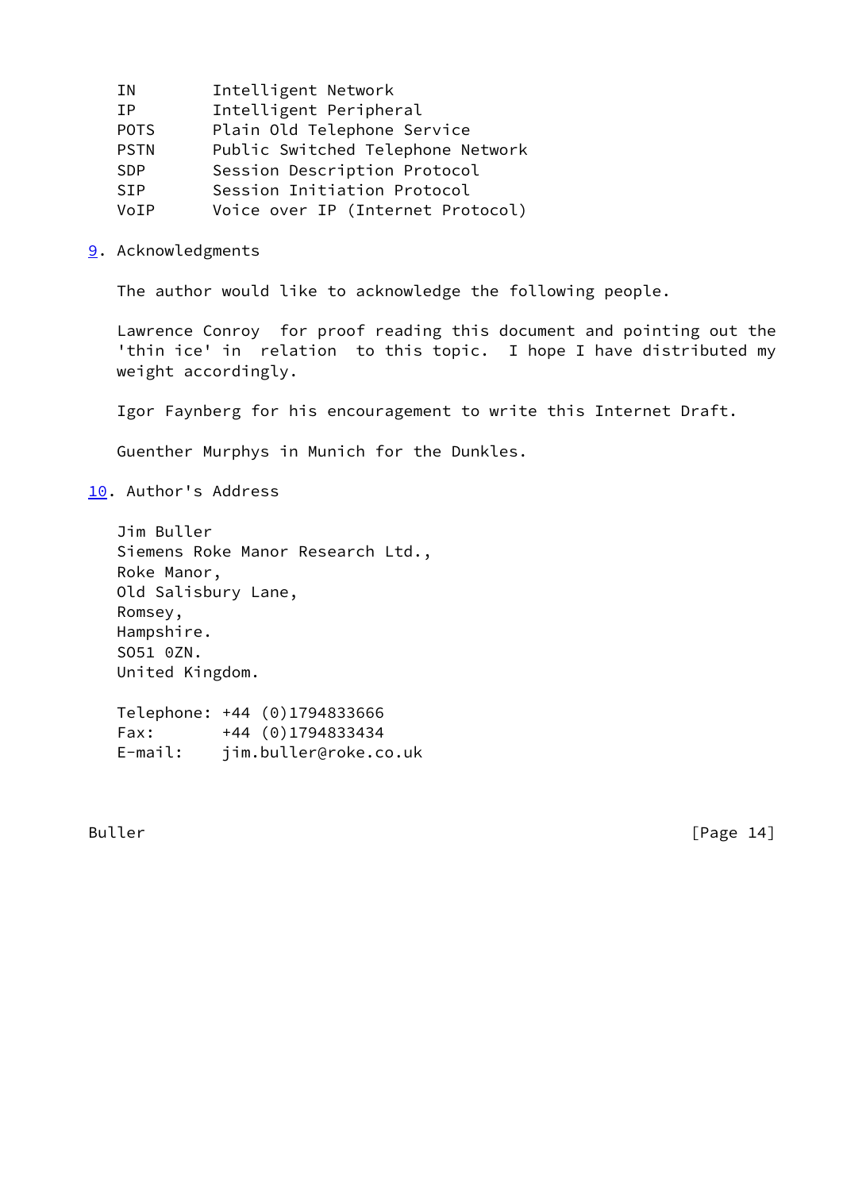| | |
|---|---|
| IN | Intelligent Network |
| IP | Intelligent Peripheral |
| POTS | Plain Old Telephone Service |
| PSTN | Public Switched Telephone Network |
| SDP | Session Description Protocol |
| SIP | Session Initiation Protocol |
| VoIP | Voice over IP (Internet Protocol) |

## 9. Acknowledgments

The author would like to acknowledge the following people.

Lawrence Conroy for proof reading this document and pointing out the 'thin ice' in relation to this topic. I hope I have distributed my weight accordingly.

Igor Faynberg for his encouragement to write this Internet Draft.

Guenther Murphys in Munich for the Dunkles.

## 10. Author's Address

Jim Buller
Siemens Roke Manor Research Ltd.,
Roke Manor,
Old Salisbury Lane,
Romsey,
Hampshire.
SO51 0ZN.
United Kingdom.

Telephone: +44 (0)1794833666
Fax: +44 (0)1794833434
E-mail: jim.buller@roke.co.uk